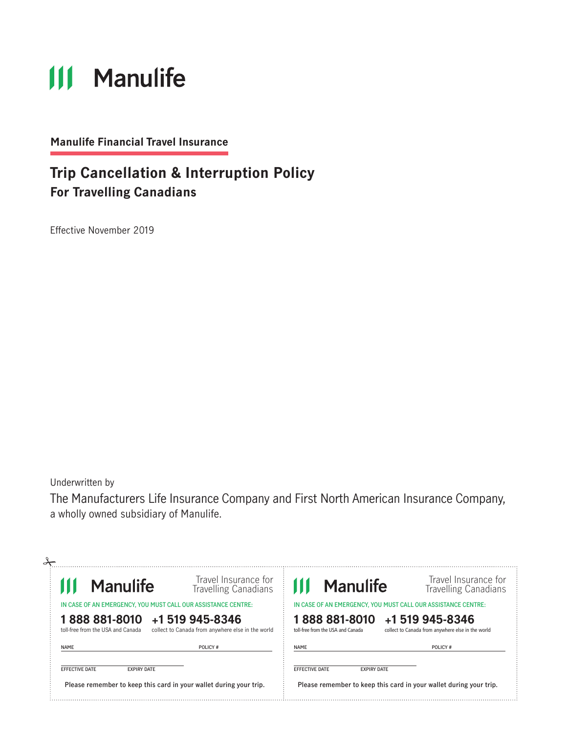# Manulife

**Manulife Financial Travel Insurance**

## Trip Cancellation & Interruption Policy
### For Travelling Canadians

Effective November 2019

Underwritten by

The Manufacturers Life Insurance Company and First North American Insurance Company, a wholly owned subsidiary of Manulife.

---

**Manulife** — Travel Insurance for Travelling Canadians

IN CASE OF AN EMERGENCY, YOU MUST CALL OUR ASSISTANCE CENTRE:

**1 888 881-8010** toll-free from the USA and Canada

**+1 519 945-8346** collect to Canada from anywhere else in the world

NAME ____________________ POLICY # ____________________

EFFECTIVE DATE ____________ EXPIRY DATE ____________

**Please remember to keep this card in your wallet during your trip.**

---

**Manulife** — Travel Insurance for Travelling Canadians

IN CASE OF AN EMERGENCY, YOU MUST CALL OUR ASSISTANCE CENTRE:

**1 888 881-8010** toll-free from the USA and Canada

**+1 519 945-8346** collect to Canada from anywhere else in the world

NAME ____________________ POLICY # ____________________

EFFECTIVE DATE ____________ EXPIRY DATE ____________

**Please remember to keep this card in your wallet during your trip.**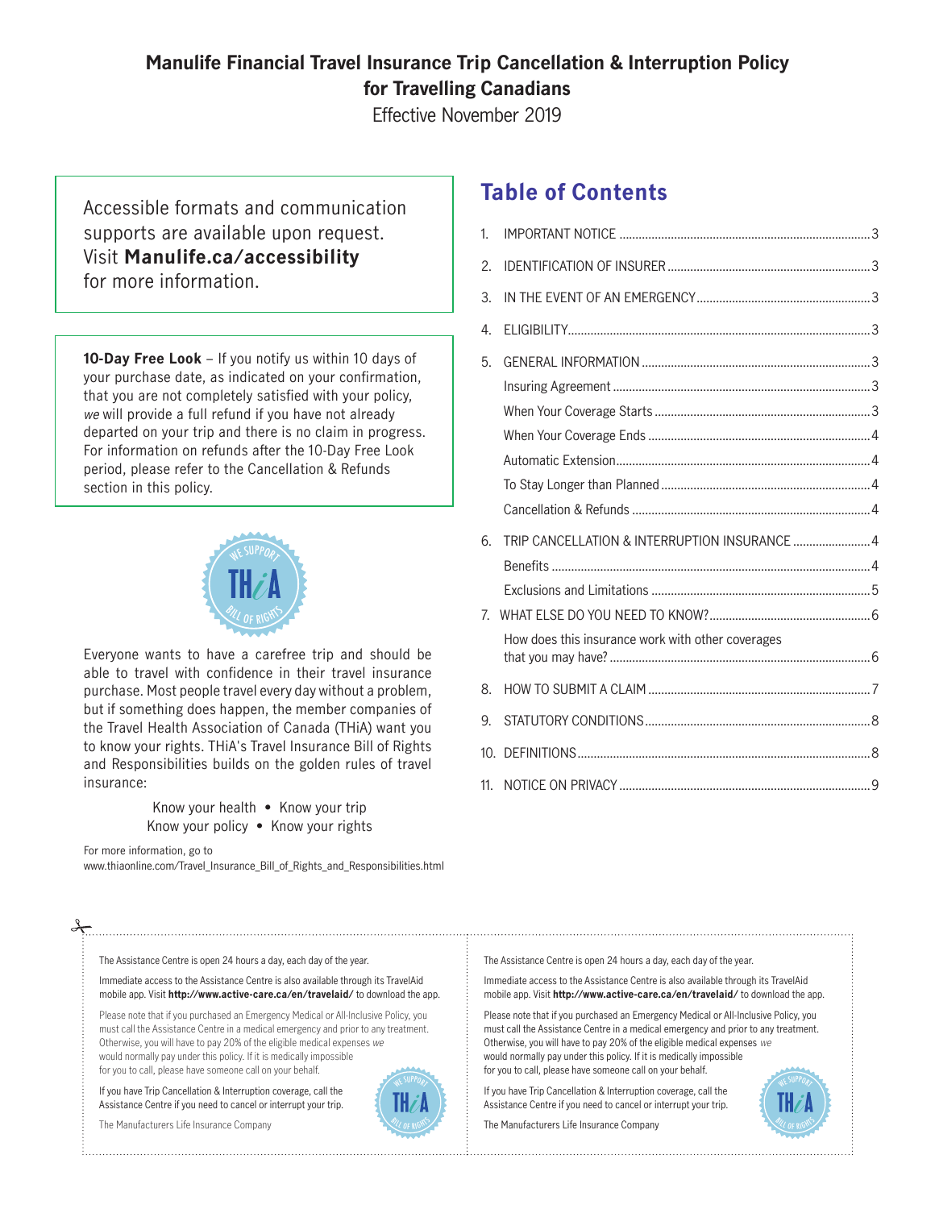# Manulife Financial Travel Insurance Trip Cancellation & Interruption Policy for Travelling Canadians

Effective November 2019

Accessible formats and communication supports are available upon request. Visit **Manulife.ca/accessibility** for more information.

**10-Day Free Look** – If you notify us within 10 days of your purchase date, as indicated on your confirmation, that you are not completely satisfied with your policy, *we* will provide a full refund if you have not already departed on your trip and there is no claim in progress. For information on refunds after the 10-Day Free Look period, please refer to the Cancellation & Refunds section in this policy.

Everyone wants to have a carefree trip and should be able to travel with confidence in their travel insurance purchase. Most people travel every day without a problem, but if something does happen, the member companies of the Travel Health Association of Canada (THiA) want you to know your rights. THiA's Travel Insurance Bill of Rights and Responsibilities builds on the golden rules of travel insurance:

Know your health • Know your trip
Know your policy • Know your rights

For more information, go to
www.thiaonline.com/Travel_Insurance_Bill_of_Rights_and_Responsibilities.html

## Table of Contents

1. IMPORTANT NOTICE ..... 3
2. IDENTIFICATION OF INSURER ..... 3
3. IN THE EVENT OF AN EMERGENCY ..... 3
4. ELIGIBILITY ..... 3
5. GENERAL INFORMATION ..... 3
   - Insuring Agreement ..... 3
   - When Your Coverage Starts ..... 3
   - When Your Coverage Ends ..... 4
   - Automatic Extension ..... 4
   - To Stay Longer than Planned ..... 4
   - Cancellation & Refunds ..... 4
6. TRIP CANCELLATION & INTERRUPTION INSURANCE ..... 4
   - Benefits ..... 4
   - Exclusions and Limitations ..... 5
7. WHAT ELSE DO YOU NEED TO KNOW? ..... 6
   - How does this insurance work with other coverages that you may have? ..... 6
8. HOW TO SUBMIT A CLAIM ..... 7
9. STATUTORY CONDITIONS ..... 8
10. DEFINITIONS ..... 8
11. NOTICE ON PRIVACY ..... 9

---

The Assistance Centre is open 24 hours a day, each day of the year.

Immediate access to the Assistance Centre is also available through its TravelAid mobile app. Visit **http://www.active-care.ca/en/travelaid/** to download the app.

Please note that if you purchased an Emergency Medical or All-Inclusive Policy, you must call the Assistance Centre in a medical emergency and prior to any treatment. Otherwise, you will have to pay 20% of the eligible medical expenses *we* would normally pay under this policy. If it is medically impossible for you to call, please have someone call on your behalf.

If you have Trip Cancellation & Interruption coverage, call the Assistance Centre if you need to cancel or interrupt your trip.

The Manufacturers Life Insurance Company

---

The Assistance Centre is open 24 hours a day, each day of the year.

Immediate access to the Assistance Centre is also available through its TravelAid mobile app. Visit **http://www.active-care.ca/en/travelaid/** to download the app.

Please note that if you purchased an Emergency Medical or All-Inclusive Policy, you must call the Assistance Centre in a medical emergency and prior to any treatment. Otherwise, you will have to pay 20% of the eligible medical expenses *we* would normally pay under this policy. If it is medically impossible for you to call, please have someone call on your behalf.

If you have Trip Cancellation & Interruption coverage, call the Assistance Centre if you need to cancel or interrupt your trip.

The Manufacturers Life Insurance Company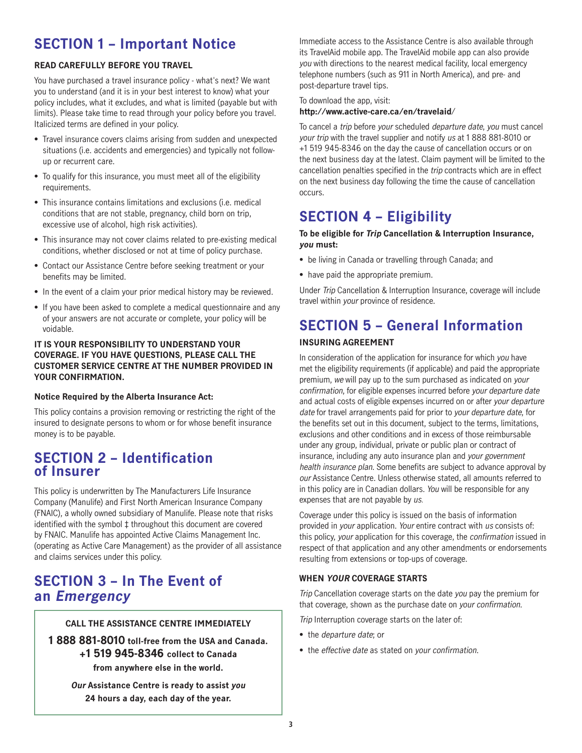## SECTION 1 – Important Notice

**READ CAREFULLY BEFORE YOU TRAVEL**

You have purchased a travel insurance policy - what's next? We want you to understand (and it is in your best interest to know) what your policy includes, what it excludes, and what is limited (payable but with limits). Please take time to read through your policy before you travel. Italicized terms are defined in your policy.

- Travel insurance covers claims arising from sudden and unexpected situations (i.e. accidents and emergencies) and typically not follow-up or recurrent care.
- To qualify for this insurance, you must meet all of the eligibility requirements.
- This insurance contains limitations and exclusions (i.e. medical conditions that are not stable, pregnancy, child born on trip, excessive use of alcohol, high risk activities).
- This insurance may not cover claims related to pre-existing medical conditions, whether disclosed or not at time of policy purchase.
- Contact our Assistance Centre before seeking treatment or your benefits may be limited.
- In the event of a claim your prior medical history may be reviewed.
- If you have been asked to complete a medical questionnaire and any of your answers are not accurate or complete, your policy will be voidable.

**IT IS YOUR RESPONSIBILITY TO UNDERSTAND YOUR COVERAGE. IF YOU HAVE QUESTIONS, PLEASE CALL THE CUSTOMER SERVICE CENTRE AT THE NUMBER PROVIDED IN YOUR CONFIRMATION.**

**Notice Required by the Alberta Insurance Act:**

This policy contains a provision removing or restricting the right of the insured to designate persons to whom or for whose benefit insurance money is to be payable.

## SECTION 2 – Identification of Insurer

This policy is underwritten by The Manufacturers Life Insurance Company (Manulife) and First North American Insurance Company (FNAIC), a wholly owned subsidiary of Manulife. Please note that risks identified with the symbol ‡ throughout this document are covered by FNAIC. Manulife has appointed Active Claims Management Inc. (operating as Active Care Management) as the provider of all assistance and claims services under this policy.

## SECTION 3 – In The Event of an *Emergency*

**CALL THE ASSISTANCE CENTRE IMMEDIATELY**

**1 888 881-8010 toll-free from the USA and Canada.**
**+1 519 945-8346 collect to Canada from anywhere else in the world.**

***Our* Assistance Centre is ready to assist *you* 24 hours a day, each day of the year.**

Immediate access to the Assistance Centre is also available through its TravelAid mobile app. The TravelAid mobile app can also provide *you* with directions to the nearest medical facility, local emergency telephone numbers (such as 911 in North America), and pre- and post-departure travel tips.

To download the app, visit:
**http://www.active-care.ca/en/travelaid/**

To cancel a *trip* before *your* scheduled *departure date*, *you* must cancel *your trip* with the travel supplier and notify *us* at 1 888 881-8010 or +1 519 945-8346 on the day the cause of cancellation occurs or on the next business day at the latest. Claim payment will be limited to the cancellation penalties specified in the *trip* contracts which are in effect on the next business day following the time the cause of cancellation occurs.

## SECTION 4 – Eligibility

**To be eligible for *Trip* Cancellation & Interruption Insurance, *you* must:**

- be living in Canada or travelling through Canada; and
- have paid the appropriate premium.

Under *Trip* Cancellation & Interruption Insurance, coverage will include travel within *your* province of residence.

## SECTION 5 – General Information

**INSURING AGREEMENT**

In consideration of the application for insurance for which *you* have met the eligibility requirements (if applicable) and paid the appropriate premium, *we* will pay up to the sum purchased as indicated on *your confirmation*, for eligible expenses incurred before *your departure date* and actual costs of eligible expenses incurred on or after *your departure date* for travel arrangements paid for prior to *your departure date*, for the benefits set out in this document, subject to the terms, limitations, exclusions and other conditions and in excess of those reimbursable under any group, individual, private or public plan or contract of insurance, including any auto insurance plan and *your government health insurance plan*. Some benefits are subject to advance approval by *our* Assistance Centre. Unless otherwise stated, all amounts referred to in this policy are in Canadian dollars. *You* will be responsible for any expenses that are not payable by *us.*

Coverage under this policy is issued on the basis of information provided in *your* application. *Your* entire contract with *us* consists of: this policy, *your* application for this coverage, the *confirmation* issued in respect of that application and any other amendments or endorsements resulting from extensions or top-ups of coverage.

**WHEN *YOUR* COVERAGE STARTS**

*Trip* Cancellation coverage starts on the date *you* pay the premium for that coverage, shown as the purchase date on *your confirmation*.

*Trip* Interruption coverage starts on the later of:

- the *departure date*; or
- the *effective date* as stated on *your confirmation*.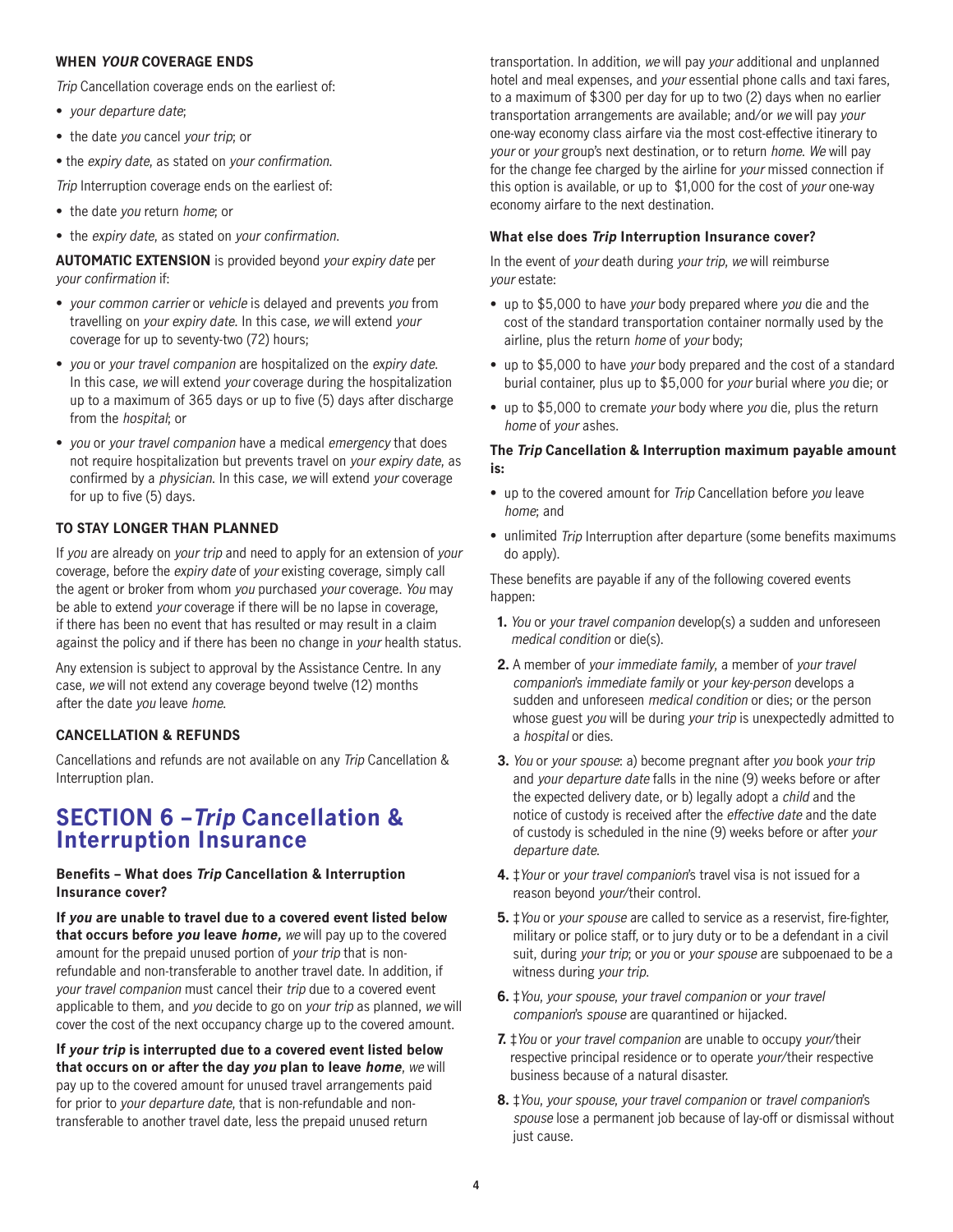#### WHEN *YOUR* COVERAGE ENDS

*Trip* Cancellation coverage ends on the earliest of:

- *your departure date*;
- the date *you* cancel *your trip*; or
- the *expiry date*, as stated on *your confirmation*.

*Trip* Interruption coverage ends on the earliest of:

- the date *you* return *home*; or
- the *expiry date*, as stated on *your confirmation*.

**AUTOMATIC EXTENSION** is provided beyond *your expiry date* per *your confirmation* if:

- *your common carrier* or *vehicle* is delayed and prevents *you* from travelling on *your expiry date*. In this case, *we* will extend *your* coverage for up to seventy-two (72) hours;
- *you* or *your travel companion* are hospitalized on the *expiry date*. In this case, *we* will extend *your* coverage during the hospitalization up to a maximum of 365 days or up to five (5) days after discharge from the *hospital*; or
- *you* or *your travel companion* have a medical *emergency* that does not require hospitalization but prevents travel on *your expiry date*, as confirmed by a *physician*. In this case, *we* will extend *your* coverage for up to five (5) days.

#### TO STAY LONGER THAN PLANNED

If *you* are already on *your trip* and need to apply for an extension of *your* coverage, before the *expiry date* of *your* existing coverage, simply call the agent or broker from whom *you* purchased *your* coverage. *You* may be able to extend *your* coverage if there will be no lapse in coverage, if there has been no event that has resulted or may result in a claim against the policy and if there has been no change in *your* health status.

Any extension is subject to approval by the Assistance Centre. In any case, *we* will not extend any coverage beyond twelve (12) months after the date *you* leave *home*.

#### CANCELLATION & REFUNDS

Cancellations and refunds are not available on any *Trip* Cancellation & Interruption plan.

## SECTION 6 – *Trip* Cancellation & Interruption Insurance

#### Benefits – What does *Trip* Cancellation & Interruption Insurance cover?

**If *you* are unable to travel due to a covered event listed below that occurs before *you* leave *home*,** *we* will pay up to the covered amount for the prepaid unused portion of *your trip* that is non-refundable and non-transferable to another travel date. In addition, if *your travel companion* must cancel their *trip* due to a covered event applicable to them, and *you* decide to go on *your trip* as planned, *we* will cover the cost of the next occupancy charge up to the covered amount.

**If *your trip* is interrupted due to a covered event listed below that occurs on or after the day *you* plan to leave *home*,** *we* will pay up to the covered amount for unused travel arrangements paid for prior to *your departure date*, that is non-refundable and non-transferable to another travel date, less the prepaid unused return transportation. In addition, *we* will pay *your* additional and unplanned hotel and meal expenses, and *your* essential phone calls and taxi fares, to a maximum of $300 per day for up to two (2) days when no earlier transportation arrangements are available; and/or *we* will pay *your* one-way economy class airfare via the most cost-effective itinerary to *your* or *your* group's next destination, or to return *home*. *We* will pay for the change fee charged by the airline for *your* missed connection if this option is available, or up to $1,000 for the cost of *your* one-way economy airfare to the next destination.

#### What else does *Trip* Interruption Insurance cover?

In the event of *your* death during *your trip*, *we* will reimburse *your* estate:

- up to $5,000 to have *your* body prepared where *you* die and the cost of the standard transportation container normally used by the airline, plus the return *home* of *your* body;
- up to $5,000 to have *your* body prepared and the cost of a standard burial container, plus up to $5,000 for *your* burial where *you* die; or
- up to $5,000 to cremate *your* body where *you* die, plus the return *home* of *your* ashes.

#### The *Trip* Cancellation & Interruption maximum payable amount is:

- up to the covered amount for *Trip* Cancellation before *you* leave *home*; and
- unlimited *Trip* Interruption after departure (some benefits maximums do apply).

These benefits are payable if any of the following covered events happen:

1. *You* or *your travel companion* develop(s) a sudden and unforeseen *medical condition* or die(s).
2. A member of *your immediate family*, a member of *your travel companion*'s *immediate family* or *your key-person* develops a sudden and unforeseen *medical condition* or dies; or the person whose guest *you* will be during *your trip* is unexpectedly admitted to a *hospital* or dies.
3. *You* or *your spouse*: a) become pregnant after *you* book *your trip* and *your departure date* falls in the nine (9) weeks before or after the expected delivery date, or b) legally adopt a *child* and the notice of custody is received after the *effective date* and the date of custody is scheduled in the nine (9) weeks before or after *your departure date*.
4. ‡*Your* or *your travel companion*'s travel visa is not issued for a reason beyond *your*/their control.
5. ‡*You* or *your spouse* are called to service as a reservist, fire-fighter, military or police staff, or to jury duty or to be a defendant in a civil suit, during *your trip*; or *you* or *your spouse* are subpoenaed to be a witness during *your trip*.
6. ‡*You*, *your spouse*, *your travel companion* or *your travel companion*'s *spouse* are quarantined or hijacked.
7. ‡*You* or *your travel companion* are unable to occupy *your*/their respective principal residence or to operate *your*/their respective business because of a natural disaster.
8. ‡*You*, *your spouse*, *your travel companion* or *travel companion*'s *spouse* lose a permanent job because of lay-off or dismissal without just cause.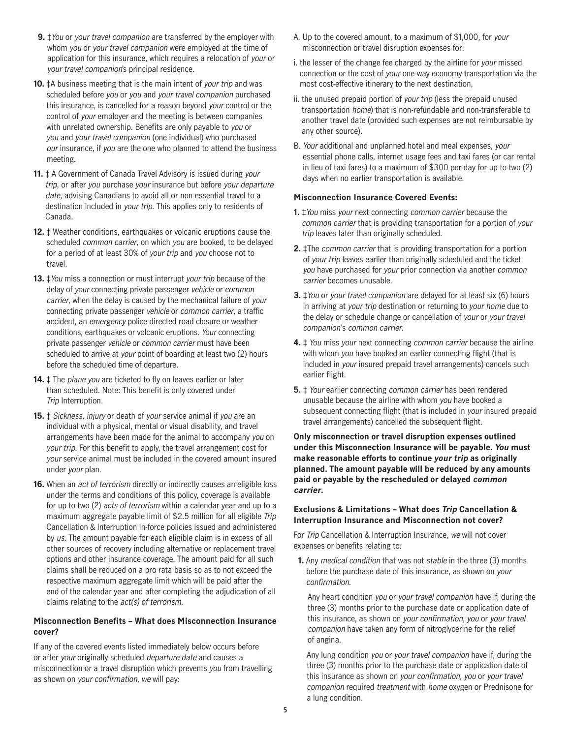9. ‡*You* or *your travel companion* are transferred by the employer with whom *you* or *your travel companion* were employed at the time of application for this insurance, which requires a relocation of *your* or *your travel companion*'s principal residence.
10. ‡A business meeting that is the main intent of *your trip* and was scheduled before *you* or *you* and *your travel companion* purchased this insurance, is cancelled for a reason beyond *your* control or the control of *your* employer and the meeting is between companies with unrelated ownership. Benefits are only payable to *you* or *you* and *your travel companion* (one individual) who purchased *our* insurance, if *you* are the one who planned to attend the business meeting.
11. ‡ A Government of Canada Travel Advisory is issued during *your trip*, or after *you* purchase *your* insurance but before *your departure date*, advising Canadians to avoid all or non-essential travel to a destination included in *your trip*. This applies only to residents of Canada.
12. ‡ Weather conditions, earthquakes or volcanic eruptions cause the scheduled *common carrier*, on which *you* are booked, to be delayed for a period of at least 30% of *your trip* and *you* choose not to travel.
13. ‡*You* miss a connection or must interrupt *your trip* because of the delay of *your* connecting private passenger *vehicle* or *common carrier*, when the delay is caused by the mechanical failure of *your* connecting private passenger *vehicle* or *common carrier*, a traffic accident, an *emergency* police-directed road closure or weather conditions, earthquakes or volcanic eruptions. *Your* connecting private passenger *vehicle* or *common carrier* must have been scheduled to arrive at *your* point of boarding at least two (2) hours before the scheduled time of departure.
14. ‡ The *plane you* are ticketed to fly on leaves earlier or later than scheduled. Note: This benefit is only covered under *Trip* Interruption.
15. ‡ *Sickness*, *injury* or death of *your* service animal if *you* are an individual with a physical, mental or visual disability, and travel arrangements have been made for the animal to accompany *you* on *your trip*. For this benefit to apply, the travel arrangement cost for *your* service animal must be included in the covered amount insured under *your* plan.
16. When an *act of terrorism* directly or indirectly causes an eligible loss under the terms and conditions of this policy, coverage is available for up to two (2) *acts of terrorism* within a calendar year and up to a maximum aggregate payable limit of $2.5 million for all eligible *Trip* Cancellation & Interruption in-force policies issued and administered by *us*. The amount payable for each eligible claim is in excess of all other sources of recovery including alternative or replacement travel options and other insurance coverage. The amount paid for all such claims shall be reduced on a pro rata basis so as to not exceed the respective maximum aggregate limit which will be paid after the end of the calendar year and after completing the adjudication of all claims relating to the *act(s) of terrorism*.

### Misconnection Benefits – What does Misconnection Insurance cover?

If any of the covered events listed immediately below occurs before or after *your* originally scheduled *departure date* and causes a misconnection or a travel disruption which prevents *you* from travelling as shown on *your confirmation*, *we* will pay:

A. Up to the covered amount, to a maximum of $1,000, for *your* misconnection or travel disruption expenses for:

i. the lesser of the change fee charged by the airline for *your* missed connection or the cost of *your* one-way economy transportation via the most cost-effective itinerary to the next destination,

ii. the unused prepaid portion of *your trip* (less the prepaid unused transportation *home*) that is non-refundable and non-transferable to another travel date (provided such expenses are not reimbursable by any other source).

B. *Your* additional and unplanned hotel and meal expenses, *your* essential phone calls, internet usage fees and taxi fares (or car rental in lieu of taxi fares) to a maximum of $300 per day for up to two (2) days when no earlier transportation is available.

### Misconnection Insurance Covered Events:

1. ‡*You* miss *your* next connecting *common carrier* because the *common carrier* that is providing transportation for a portion of *your trip* leaves later than originally scheduled.
2. ‡The *common carrier* that is providing transportation for a portion of *your trip* leaves earlier than originally scheduled and the ticket *you* have purchased for *your* prior connection via another *common carrier* becomes unusable.
3. ‡*You* or *your travel companion* are delayed for at least six (6) hours in arriving at *your trip* destination or returning to *your home* due to the delay or schedule change or cancellation of *your* or *your travel companion*'s *common carrier*.
4. ‡ *You* miss *your* next connecting *common carrier* because the airline with whom *you* have booked an earlier connecting flight (that is included in *your* insured prepaid travel arrangements) cancels such earlier flight.
5. ‡ *Your* earlier connecting *common carrier* has been rendered unusable because the airline with whom *you* have booked a subsequent connecting flight (that is included in *your* insured prepaid travel arrangements) cancelled the subsequent flight.

**Only misconnection or travel disruption expenses outlined under this Misconnection Insurance will be payable. *You* must make reasonable efforts to continue *your trip* as originally planned. The amount payable will be reduced by any amounts paid or payable by the rescheduled or delayed *common carrier*.**

### Exclusions & Limitations – What does *Trip* Cancellation & Interruption Insurance and Misconnection not cover?

For *Trip* Cancellation & Interruption Insurance, *we* will not cover expenses or benefits relating to:

1. Any *medical condition* that was not *stable* in the three (3) months before the purchase date of this insurance, as shown on *your confirmation*.

   Any heart condition *you* or *your travel companion* have if, during the three (3) months prior to the purchase date or application date of this insurance, as shown on *your confirmation*, *you* or *your travel companion* have taken any form of nitroglycerine for the relief of angina.

   Any lung condition *you* or *your travel companion* have if, during the three (3) months prior to the purchase date or application date of this insurance as shown on *your confirmation*, *you* or *your travel companion* required *treatment* with *home* oxygen or Prednisone for a lung condition.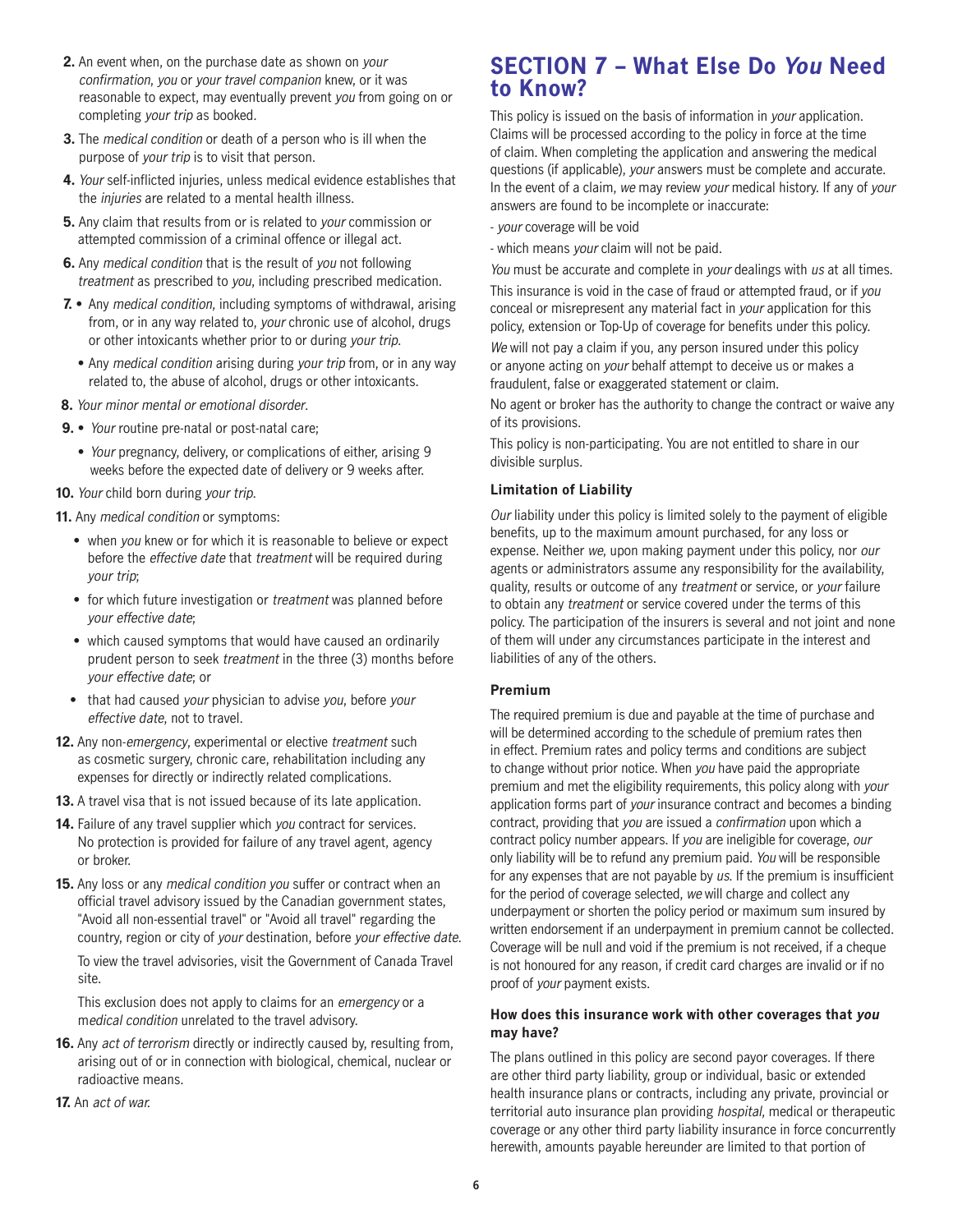2. An event when, on the purchase date as shown on *your confirmation*, *you* or *your travel companion* knew, or it was reasonable to expect, may eventually prevent *you* from going on or completing *your trip* as booked.
3. The *medical condition* or death of a person who is ill when the purpose of *your trip* is to visit that person.
4. *Your* self-inflicted injuries, unless medical evidence establishes that the *injuries* are related to a mental health illness.
5. Any claim that results from or is related to *your* commission or attempted commission of a criminal offence or illegal act.
6. Any *medical condition* that is the result of *you* not following *treatment* as prescribed to *you*, including prescribed medication.
7. 
   - Any *medical condition*, including symptoms of withdrawal, arising from, or in any way related to, *your* chronic use of alcohol, drugs or other intoxicants whether prior to or during *your trip*.
   - Any *medical condition* arising during *your trip* from, or in any way related to, the abuse of alcohol, drugs or other intoxicants.
8. *Your minor mental or emotional disorder*.
9. 
   - *Your* routine pre-natal or post-natal care;
   - *Your* pregnancy, delivery, or complications of either, arising 9 weeks before the expected date of delivery or 9 weeks after.
10. *Your* child born during *your trip*.
11. Any *medical condition* or symptoms:
    - when *you* knew or for which it is reasonable to believe or expect before the *effective date* that *treatment* will be required during *your trip*;
    - for which future investigation or *treatment* was planned before *your effective date*;
    - which caused symptoms that would have caused an ordinarily prudent person to seek *treatment* in the three (3) months before *your effective date*; or
    - that had caused *your* physician to advise *you*, before *your effective date*, not to travel.
12. Any non-*emergency*, experimental or elective *treatment* such as cosmetic surgery, chronic care, rehabilitation including any expenses for directly or indirectly related complications.
13. A travel visa that is not issued because of its late application.
14. Failure of any travel supplier which *you* contract for services. No protection is provided for failure of any travel agent, agency or broker.
15. Any loss or any *medical condition you* suffer or contract when an official travel advisory issued by the Canadian government states, "Avoid all non-essential travel" or "Avoid all travel" regarding the country, region or city of *your* destination, before *your effective date*.

    To view the travel advisories, visit the Government of Canada Travel site.

    This exclusion does not apply to claims for an *emergency* or a m*edical condition* unrelated to the travel advisory.
16. Any *act of terrorism* directly or indirectly caused by, resulting from, arising out of or in connection with biological, chemical, nuclear or radioactive means.
17. An *act of war.*

## SECTION 7 – What Else Do *You* Need to Know?

This policy is issued on the basis of information in *your* application. Claims will be processed according to the policy in force at the time of claim. When completing the application and answering the medical questions (if applicable), *your* answers must be complete and accurate. In the event of a claim, *we* may review *your* medical history. If any of *your* answers are found to be incomplete or inaccurate:

- *your* coverage will be void
- which means *your* claim will not be paid.

*You* must be accurate and complete in *your* dealings with *us* at all times.

This insurance is void in the case of fraud or attempted fraud, or if *you* conceal or misrepresent any material fact in *your* application for this policy, extension or Top-Up of coverage for benefits under this policy.

*We* will not pay a claim if you, any person insured under this policy or anyone acting on *your* behalf attempt to deceive us or makes a fraudulent, false or exaggerated statement or claim.

No agent or broker has the authority to change the contract or waive any of its provisions.

This policy is non-participating. You are not entitled to share in our divisible surplus.

### Limitation of Liability

*Our* liability under this policy is limited solely to the payment of eligible benefits, up to the maximum amount purchased, for any loss or expense. Neither *we*, upon making payment under this policy, nor *our* agents or administrators assume any responsibility for the availability, quality, results or outcome of any *treatment* or service, or *your* failure to obtain any *treatment* or service covered under the terms of this policy. The participation of the insurers is several and not joint and none of them will under any circumstances participate in the interest and liabilities of any of the others.

### Premium

The required premium is due and payable at the time of purchase and will be determined according to the schedule of premium rates then in effect. Premium rates and policy terms and conditions are subject to change without prior notice. When *you* have paid the appropriate premium and met the eligibility requirements, this policy along with *your* application forms part of *your* insurance contract and becomes a binding contract, providing that *you* are issued a *confirmation* upon which a contract policy number appears. If *you* are ineligible for coverage, *our* only liability will be to refund any premium paid. *You* will be responsible for any expenses that are not payable by *us*. If the premium is insufficient for the period of coverage selected, *we* will charge and collect any underpayment or shorten the policy period or maximum sum insured by written endorsement if an underpayment in premium cannot be collected. Coverage will be null and void if the premium is not received, if a cheque is not honoured for any reason, if credit card charges are invalid or if no proof of *your* payment exists.

### How does this insurance work with other coverages that *you* may have?

The plans outlined in this policy are second payor coverages. If there are other third party liability, group or individual, basic or extended health insurance plans or contracts, including any private, provincial or territorial auto insurance plan providing *hospital*, medical or therapeutic coverage or any other third party liability insurance in force concurrently herewith, amounts payable hereunder are limited to that portion of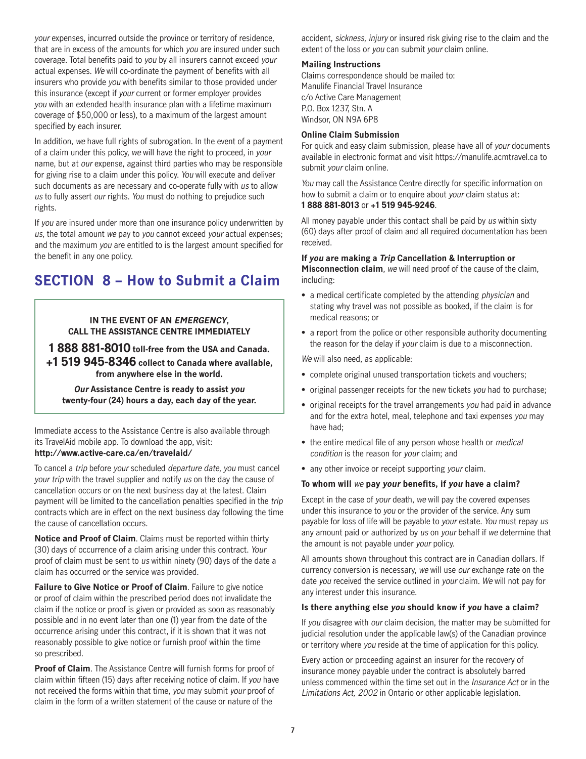*your* expenses, incurred outside the province or territory of residence, that are in excess of the amounts for which *you* are insured under such coverage. Total benefits paid to *you* by all insurers cannot exceed *your* actual expenses. *We* will co-ordinate the payment of benefits with all insurers who provide *you* with benefits similar to those provided under this insurance (except if *your* current or former employer provides *you* with an extended health insurance plan with a lifetime maximum coverage of $50,000 or less), to a maximum of the largest amount specified by each insurer.

In addition, *we* have full rights of subrogation. In the event of a payment of a claim under this policy, *we* will have the right to proceed, in *your* name, but at *our* expense, against third parties who may be responsible for giving rise to a claim under this policy. *You* will execute and deliver such documents as are necessary and co-operate fully with *us* to allow *us* to fully assert *our* rights. *You* must do nothing to prejudice such rights.

If *you* are insured under more than one insurance policy underwritten by *us*, the total amount *we* pay to *you* cannot exceed *your* actual expenses; and the maximum *you* are entitled to is the largest amount specified for the benefit in any one policy.

## SECTION 8 – How to Submit a Claim

**IN THE EVENT OF AN *EMERGENCY*, CALL THE ASSISTANCE CENTRE IMMEDIATELY**

**1 888 881-8010 toll-free from the USA and Canada.**
**+1 519 945-8346 collect to Canada where available, from anywhere else in the world.**

***Our* Assistance Centre is ready to assist *you* twenty-four (24) hours a day, each day of the year.**

Immediate access to the Assistance Centre is also available through its TravelAid mobile app. To download the app, visit:
**http://www.active-care.ca/en/travelaid/**

To cancel a *trip* before *your* scheduled *departure date*, *you* must cancel *your trip* with the travel supplier and notify *us* on the day the cause of cancellation occurs or on the next business day at the latest. Claim payment will be limited to the cancellation penalties specified in the *trip* contracts which are in effect on the next business day following the time the cause of cancellation occurs.

**Notice and Proof of Claim**. Claims must be reported within thirty (30) days of occurrence of a claim arising under this contract. *Your* proof of claim must be sent to *us* within ninety (90) days of the date a claim has occurred or the service was provided.

**Failure to Give Notice or Proof of Claim**. Failure to give notice or proof of claim within the prescribed period does not invalidate the claim if the notice or proof is given or provided as soon as reasonably possible and in no event later than one (1) year from the date of the occurrence arising under this contract, if it is shown that it was not reasonably possible to give notice or furnish proof within the time so prescribed.

**Proof of Claim**. The Assistance Centre will furnish forms for proof of claim within fifteen (15) days after receiving notice of claim. If *you* have not received the forms within that time, *you* may submit *your* proof of claim in the form of a written statement of the cause or nature of the accident, *sickness*, *injury* or insured risk giving rise to the claim and the extent of the loss or *you* can submit *your* claim online.

**Mailing Instructions**

Claims correspondence should be mailed to:
Manulife Financial Travel Insurance
c/o Active Care Management
P.O. Box 1237, Stn. A
Windsor, ON N9A 6P8

**Online Claim Submission**

For quick and easy claim submission, please have all of *your* documents available in electronic format and visit https://manulife.acmtravel.ca to submit *your* claim online.

*You* may call the Assistance Centre directly for specific information on how to submit a claim or to enquire about *your* claim status at:
**1 888 881-8013** or **+1 519 945-9246**.

All money payable under this contact shall be paid by *us* within sixty (60) days after proof of claim and all required documentation has been received.

**If *you* are making a *Trip* Cancellation & Interruption or Misconnection claim**, *we* will need proof of the cause of the claim, including:

- a medical certificate completed by the attending *physician* and stating why travel was not possible as booked, if the claim is for medical reasons; or
- a report from the police or other responsible authority documenting the reason for the delay if *your* claim is due to a misconnection.

*We* will also need, as applicable:

- complete original unused transportation tickets and vouchers;
- original passenger receipts for the new tickets *you* had to purchase;
- original receipts for the travel arrangements *you* had paid in advance and for the extra hotel, meal, telephone and taxi expenses *you* may have had;
- the entire medical file of any person whose health or *medical condition* is the reason for *your* claim; and
- any other invoice or receipt supporting *your* claim.

**To whom will *we* pay *your* benefits, if *you* have a claim?**

Except in the case of *your* death, *we* will pay the covered expenses under this insurance to *you* or the provider of the service. Any sum payable for loss of life will be payable to *your* estate. *You* must repay *us* any amount paid or authorized by *us* on *your* behalf if *we* determine that the amount is not payable under *your* policy.

All amounts shown throughout this contract are in Canadian dollars. If currency conversion is necessary, *we* will use *our* exchange rate on the date *you* received the service outlined in *your* claim. *We* will not pay for any interest under this insurance.

**Is there anything else *you* should know if *you* have a claim?**

If *you* disagree with *our* claim decision, the matter may be submitted for judicial resolution under the applicable law(s) of the Canadian province or territory where *you* reside at the time of application for this policy.

Every action or proceeding against an insurer for the recovery of insurance money payable under the contract is absolutely barred unless commenced within the time set out in the *Insurance Act* or in the *Limitations Act, 2002* in Ontario or other applicable legislation.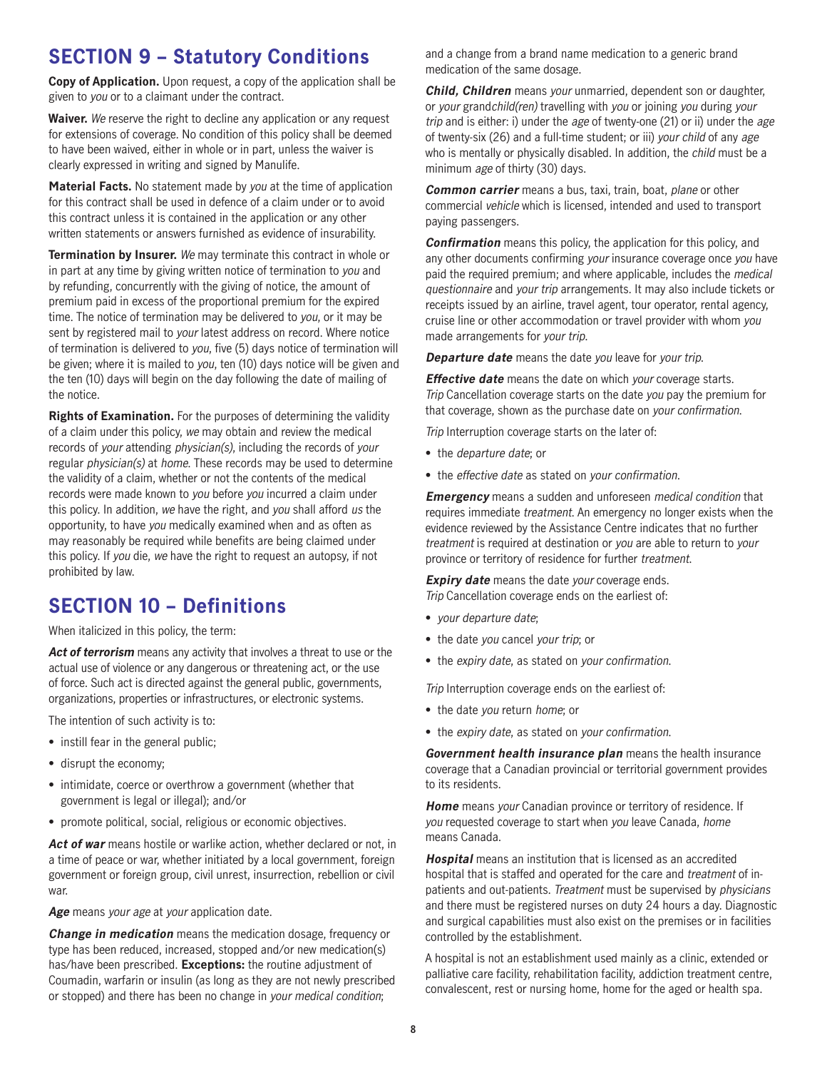## SECTION 9 – Statutory Conditions

**Copy of Application.** Upon request, a copy of the application shall be given to *you* or to a claimant under the contract.

**Waiver.** *We* reserve the right to decline any application or any request for extensions of coverage. No condition of this policy shall be deemed to have been waived, either in whole or in part, unless the waiver is clearly expressed in writing and signed by Manulife.

**Material Facts.** No statement made by *you* at the time of application for this contract shall be used in defence of a claim under or to avoid this contract unless it is contained in the application or any other written statements or answers furnished as evidence of insurability.

**Termination by Insurer.** *We* may terminate this contract in whole or in part at any time by giving written notice of termination to *you* and by refunding, concurrently with the giving of notice, the amount of premium paid in excess of the proportional premium for the expired time. The notice of termination may be delivered to *you*, or it may be sent by registered mail to *your* latest address on record. Where notice of termination is delivered to *you*, five (5) days notice of termination will be given; where it is mailed to *you*, ten (10) days notice will be given and the ten (10) days will begin on the day following the date of mailing of the notice.

**Rights of Examination.** For the purposes of determining the validity of a claim under this policy, *we* may obtain and review the medical records of *your* attending *physician(s)*, including the records of *your* regular *physician(s)* at *home*. These records may be used to determine the validity of a claim, whether or not the contents of the medical records were made known to *you* before *you* incurred a claim under this policy. In addition, *we* have the right, and *you* shall afford *us* the opportunity, to have *you* medically examined when and as often as may reasonably be required while benefits are being claimed under this policy. If *you* die, *we* have the right to request an autopsy, if not prohibited by law.

## SECTION 10 – Definitions

When italicized in this policy, the term:

***Act of terrorism*** means any activity that involves a threat to use or the actual use of violence or any dangerous or threatening act, or the use of force. Such act is directed against the general public, governments, organizations, properties or infrastructures, or electronic systems.

The intention of such activity is to:

- instill fear in the general public;
- disrupt the economy;
- intimidate, coerce or overthrow a government (whether that government is legal or illegal); and/or
- promote political, social, religious or economic objectives.

***Act of war*** means hostile or warlike action, whether declared or not, in a time of peace or war, whether initiated by a local government, foreign government or foreign group, civil unrest, insurrection, rebellion or civil war.

***Age*** means *your age* at *your* application date.

***Change in medication*** means the medication dosage, frequency or type has been reduced, increased, stopped and/or new medication(s) has/have been prescribed. **Exceptions:** the routine adjustment of Coumadin, warfarin or insulin (as long as they are not newly prescribed or stopped) and there has been no change in *your medical condition*; and a change from a brand name medication to a generic brand medication of the same dosage.

***Child, Children*** means *your* unmarried, dependent son or daughter, or *your* grand*child(ren)* travelling with *you* or joining *you* during *your trip* and is either: i) under the *age* of twenty-one (21) or ii) under the *age* of twenty-six (26) and a full-time student; or iii) *your child* of any *age* who is mentally or physically disabled. In addition, the *child* must be a minimum *age* of thirty (30) days.

***Common carrier*** means a bus, taxi, train, boat, *plane* or other commercial *vehicle* which is licensed, intended and used to transport paying passengers.

***Confirmation*** means this policy, the application for this policy, and any other documents confirming *your* insurance coverage once *you* have paid the required premium; and where applicable, includes the *medical questionnaire* and *your trip* arrangements. It may also include tickets or receipts issued by an airline, travel agent, tour operator, rental agency, cruise line or other accommodation or travel provider with whom *you* made arrangements for *your trip*.

***Departure date*** means the date *you* leave for *your trip*.

***Effective date*** means the date on which *your* coverage starts. *Trip* Cancellation coverage starts on the date *you* pay the premium for that coverage, shown as the purchase date on *your confirmation*.

*Trip* Interruption coverage starts on the later of:

- the *departure date*; or
- the *effective date* as stated on *your confirmation*.

***Emergency*** means a sudden and unforeseen *medical condition* that requires immediate *treatment*. An emergency no longer exists when the evidence reviewed by the Assistance Centre indicates that no further *treatment* is required at destination or *you* are able to return to *your* province or territory of residence for further *treatment*.

***Expiry date*** means the date *your* coverage ends. *Trip* Cancellation coverage ends on the earliest of:

- *your departure date*;
- the date *you* cancel *your trip*; or
- the *expiry date*, as stated on *your confirmation*.

*Trip* Interruption coverage ends on the earliest of:

- the date *you* return *home*; or
- the *expiry date*, as stated on *your confirmation*.

***Government health insurance plan*** means the health insurance coverage that a Canadian provincial or territorial government provides to its residents.

***Home*** means *your* Canadian province or territory of residence. If *you* requested coverage to start when *you* leave Canada, *home* means Canada.

***Hospital*** means an institution that is licensed as an accredited hospital that is staffed and operated for the care and *treatment* of in-patients and out-patients. *Treatment* must be supervised by *physicians* and there must be registered nurses on duty 24 hours a day. Diagnostic and surgical capabilities must also exist on the premises or in facilities controlled by the establishment.

A hospital is not an establishment used mainly as a clinic, extended or palliative care facility, rehabilitation facility, addiction treatment centre, convalescent, rest or nursing home, home for the aged or health spa.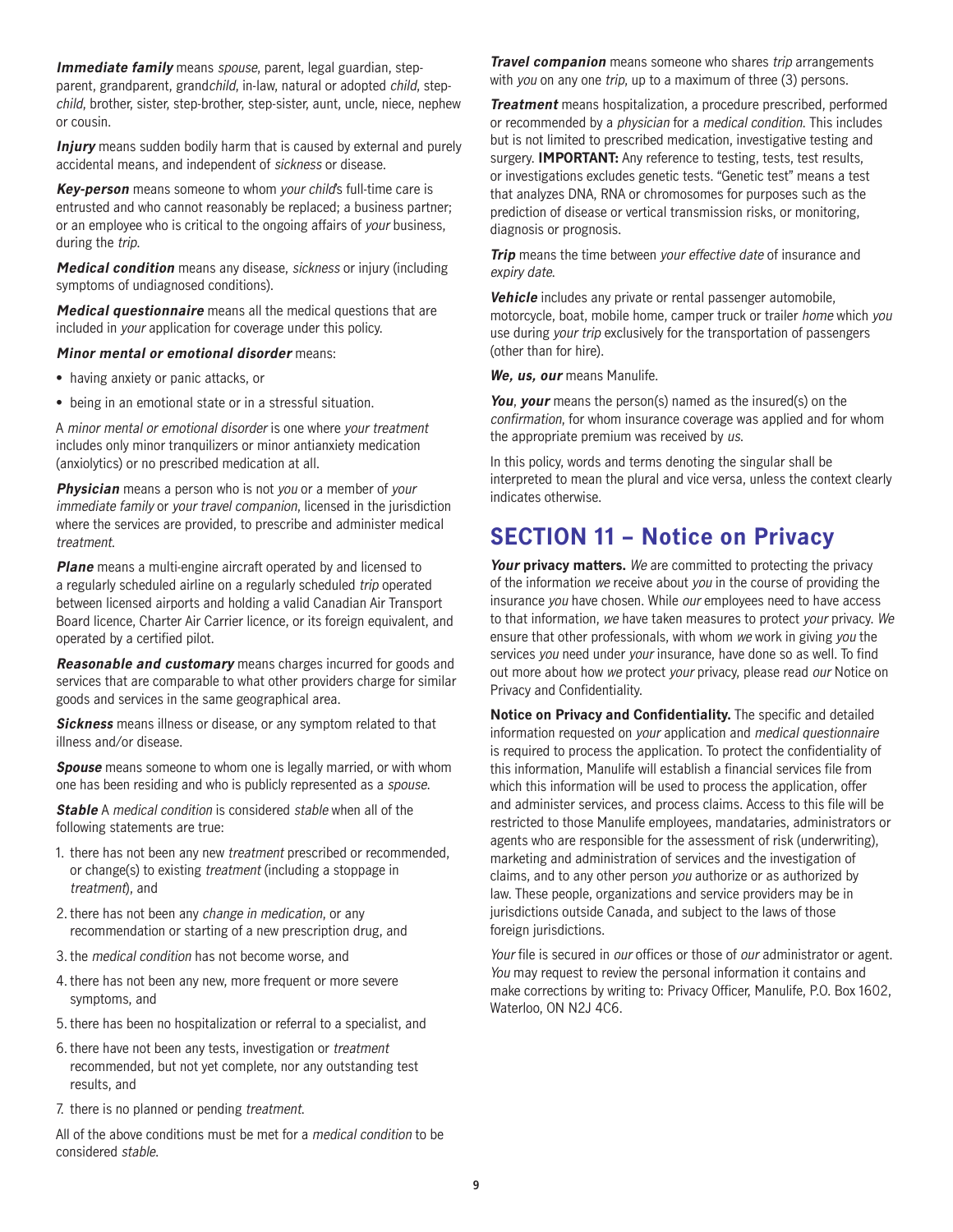***Immediate family*** means *spouse*, parent, legal guardian, step-parent, grandparent, grand*child*, in-law, natural or adopted *child*, step-*child*, brother, sister, step-brother, step-sister, aunt, uncle, niece, nephew or cousin.

***Injury*** means sudden bodily harm that is caused by external and purely accidental means, and independent of *sickness* or disease.

***Key-person*** means someone to whom *your child*'s full-time care is entrusted and who cannot reasonably be replaced; a business partner; or an employee who is critical to the ongoing affairs of *your* business, during the *trip*.

***Medical condition*** means any disease, *sickness* or injury (including symptoms of undiagnosed conditions).

***Medical questionnaire*** means all the medical questions that are included in *your* application for coverage under this policy.

***Minor mental or emotional disorder*** means:

- having anxiety or panic attacks, or
- being in an emotional state or in a stressful situation.

A *minor mental or emotional disorder* is one where *your treatment* includes only minor tranquilizers or minor antianxiety medication (anxiolytics) or no prescribed medication at all.

***Physician*** means a person who is not *you* or a member of *your immediate family* or *your travel companion*, licensed in the jurisdiction where the services are provided, to prescribe and administer medical *treatment*.

***Plane*** means a multi-engine aircraft operated by and licensed to a regularly scheduled airline on a regularly scheduled *trip* operated between licensed airports and holding a valid Canadian Air Transport Board licence, Charter Air Carrier licence, or its foreign equivalent, and operated by a certified pilot.

***Reasonable and customary*** means charges incurred for goods and services that are comparable to what other providers charge for similar goods and services in the same geographical area.

***Sickness*** means illness or disease, or any symptom related to that illness and/or disease.

***Spouse*** means someone to whom one is legally married, or with whom one has been residing and who is publicly represented as a *spouse*.

***Stable*** A *medical condition* is considered *stable* when all of the following statements are true:

1. there has not been any new *treatment* prescribed or recommended, or change(s) to existing *treatment* (including a stoppage in *treatment*), and
2. there has not been any *change in medication*, or any recommendation or starting of a new prescription drug, and
3. the *medical condition* has not become worse, and
4. there has not been any new, more frequent or more severe symptoms, and
5. there has been no hospitalization or referral to a specialist, and
6. there have not been any tests, investigation or *treatment* recommended, but not yet complete, nor any outstanding test results, and
7. there is no planned or pending *treatment*.

All of the above conditions must be met for a *medical condition* to be considered *stable*.

***Travel companion*** means someone who shares *trip* arrangements with *you* on any one *trip*, up to a maximum of three (3) persons.

***Treatment*** means hospitalization, a procedure prescribed, performed or recommended by a *physician* for a *medical condition*. This includes but is not limited to prescribed medication, investigative testing and surgery. **IMPORTANT:** Any reference to testing, tests, test results, or investigations excludes genetic tests. "Genetic test" means a test that analyzes DNA, RNA or chromosomes for purposes such as the prediction of disease or vertical transmission risks, or monitoring, diagnosis or prognosis.

***Trip*** means the time between *your effective date* of insurance and *expiry date*.

***Vehicle*** includes any private or rental passenger automobile, motorcycle, boat, mobile home, camper truck or trailer *home* which *you* use during *your trip* exclusively for the transportation of passengers (other than for hire).

***We, us, our*** means Manulife.

***You*, *your*** means the person(s) named as the insured(s) on the *confirmation*, for whom insurance coverage was applied and for whom the appropriate premium was received by *us*.

In this policy, words and terms denoting the singular shall be interpreted to mean the plural and vice versa, unless the context clearly indicates otherwise.

## SECTION 11 – Notice on Privacy

***Your* privacy matters.** *We* are committed to protecting the privacy of the information *we* receive about *you* in the course of providing the insurance *you* have chosen. While *our* employees need to have access to that information, *we* have taken measures to protect *your* privacy. *We* ensure that other professionals, with whom *we* work in giving *you* the services *you* need under *your* insurance, have done so as well. To find out more about how *we* protect *your* privacy, please read *our* Notice on Privacy and Confidentiality.

**Notice on Privacy and Confidentiality.** The specific and detailed information requested on *your* application and *medical questionnaire* is required to process the application. To protect the confidentiality of this information, Manulife will establish a financial services file from which this information will be used to process the application, offer and administer services, and process claims. Access to this file will be restricted to those Manulife employees, mandataries, administrators or agents who are responsible for the assessment of risk (underwriting), marketing and administration of services and the investigation of claims, and to any other person *you* authorize or as authorized by law. These people, organizations and service providers may be in jurisdictions outside Canada, and subject to the laws of those foreign jurisdictions.

*Your* file is secured in *our* offices or those of *our* administrator or agent. *You* may request to review the personal information it contains and make corrections by writing to: Privacy Officer, Manulife, P.O. Box 1602, Waterloo, ON N2J 4C6.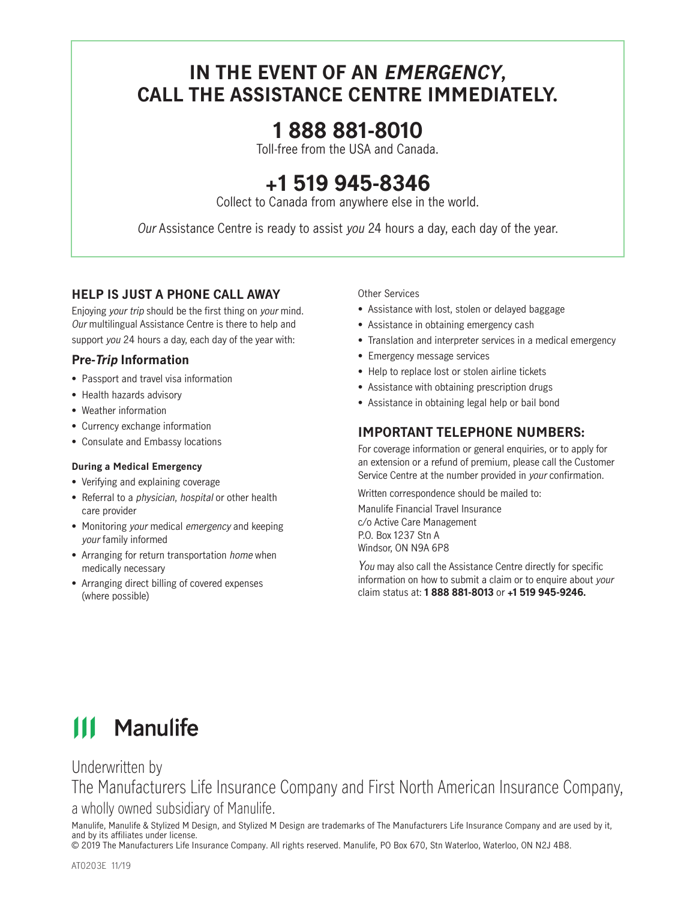## IN THE EVENT OF AN *EMERGENCY*, CALL THE ASSISTANCE CENTRE IMMEDIATELY.

## 1 888 881-8010

Toll-free from the USA and Canada.

## +1 519 945-8346

Collect to Canada from anywhere else in the world.

*Our* Assistance Centre is ready to assist *you* 24 hours a day, each day of the year.

### HELP IS JUST A PHONE CALL AWAY

Enjoying *your trip* should be the first thing on *your* mind. *Our* multilingual Assistance Centre is there to help and support *you* 24 hours a day, each day of the year with:

### Pre-*Trip* Information

- Passport and travel visa information
- Health hazards advisory
- Weather information
- Currency exchange information
- Consulate and Embassy locations

**During a Medical Emergency**

- Verifying and explaining coverage
- Referral to a *physician*, *hospital* or other health care provider
- Monitoring *your* medical *emergency* and keeping *your* family informed
- Arranging for return transportation *home* when medically necessary
- Arranging direct billing of covered expenses (where possible)

Other Services

- Assistance with lost, stolen or delayed baggage
- Assistance in obtaining emergency cash
- Translation and interpreter services in a medical emergency
- Emergency message services
- Help to replace lost or stolen airline tickets
- Assistance with obtaining prescription drugs
- Assistance in obtaining legal help or bail bond

### IMPORTANT TELEPHONE NUMBERS:

For coverage information or general enquiries, or to apply for an extension or a refund of premium, please call the Customer Service Centre at the number provided in *your* confirmation.

Written correspondence should be mailed to:

Manulife Financial Travel Insurance
c/o Active Care Management
P.O. Box 1237 Stn A
Windsor, ON N9A 6P8

*You* may also call the Assistance Centre directly for specific information on how to submit a claim or to enquire about *your* claim status at: **1 888 881-8013** or **+1 519 945-9246.**

Manulife

Underwritten by
The Manufacturers Life Insurance Company and First North American Insurance Company, a wholly owned subsidiary of Manulife.

Manulife, Manulife & Stylized M Design, and Stylized M Design are trademarks of The Manufacturers Life Insurance Company and are used by it, and by its affiliates under license.
© 2019 The Manufacturers Life Insurance Company. All rights reserved. Manulife, PO Box 670, Stn Waterloo, Waterloo, ON N2J 4B8.

AT0203E 11/19